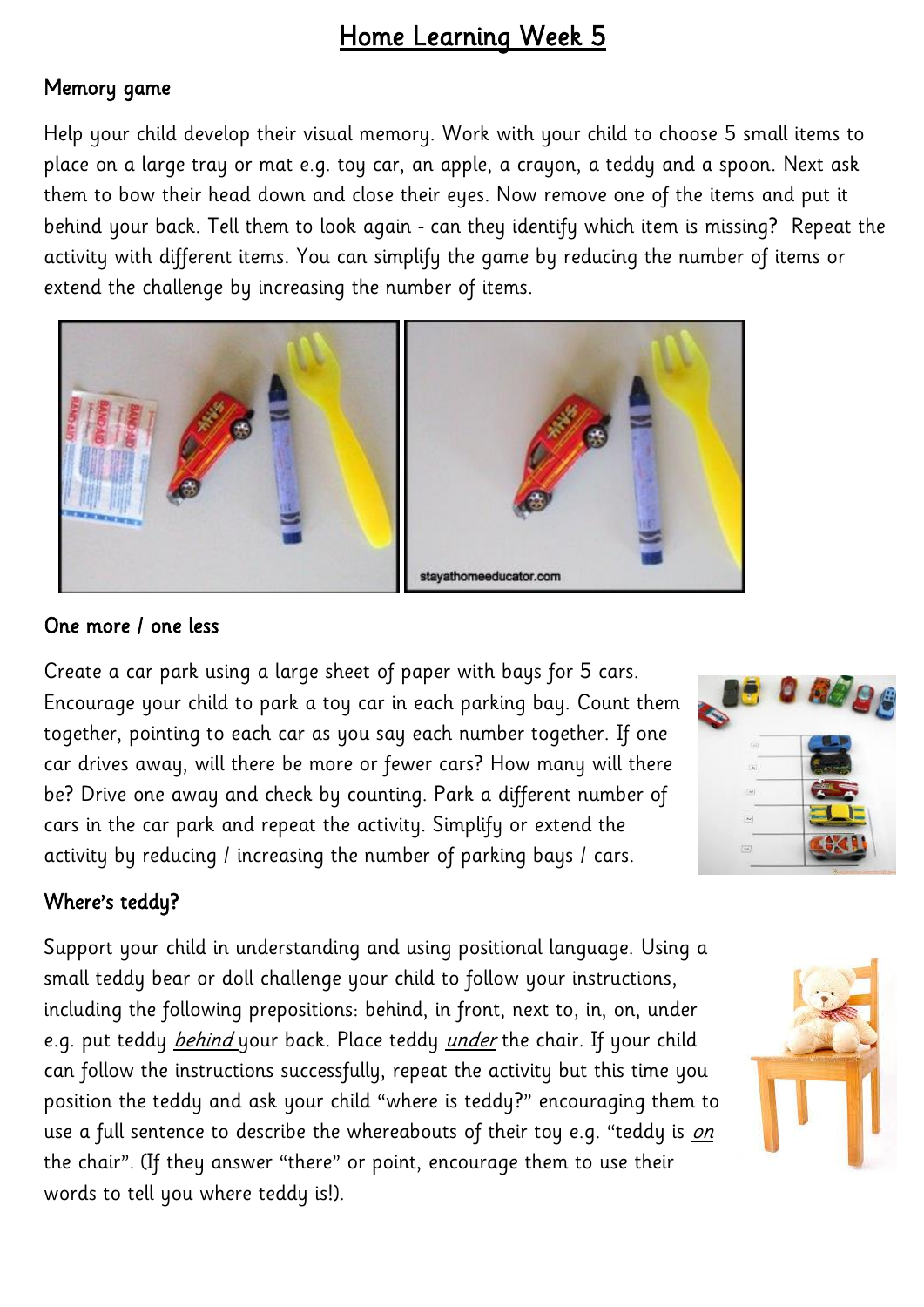# Home Learning Week 5

## Memory game

Help your child develop their visual memory. Work with your child to choose 5 small items to place on a large tray or mat e.g. toy car, an apple, a crayon, a teddy and a spoon. Next ask them to bow their head down and close their eyes. Now remove one of the items and put it behind your back. Tell them to look again - can they identify which item is missing? Repeat the activity with different items. You can simplify the game by reducing the number of items or extend the challenge by increasing the number of items.

## One more / one less

Create a car park using a large sheet of paper with bays for 5 cars. Encourage your child to park a toy car in each parking bay. Count them together, pointing to each car as you say each number together. If one car drives away, will there be more or fewer cars? How many will there be? Drive one away and check by counting. Park a different number of cars in the car park and repeat the activity. Simplify or extend the activity by reducing / increasing the number of parking bays / cars.

## Where's teddy?

Support your child in understanding and using positional language. Using a small teddy bear or doll challenge your child to follow your instructions, including the following prepositions: behind, in front, next to, in, on, under e.g. put teddy *behind* your back. Place teddy *under* the chair. If your child can follow the instructions successfully, repeat the activity but this time you position the teddy and ask your child "where is teddy?" encouraging them to use a full sentence to describe the whereabouts of their toy e.g. "teddy is *on* the chair". (If they answer "there" or point, encourage them to use their words to tell you where teddy is!).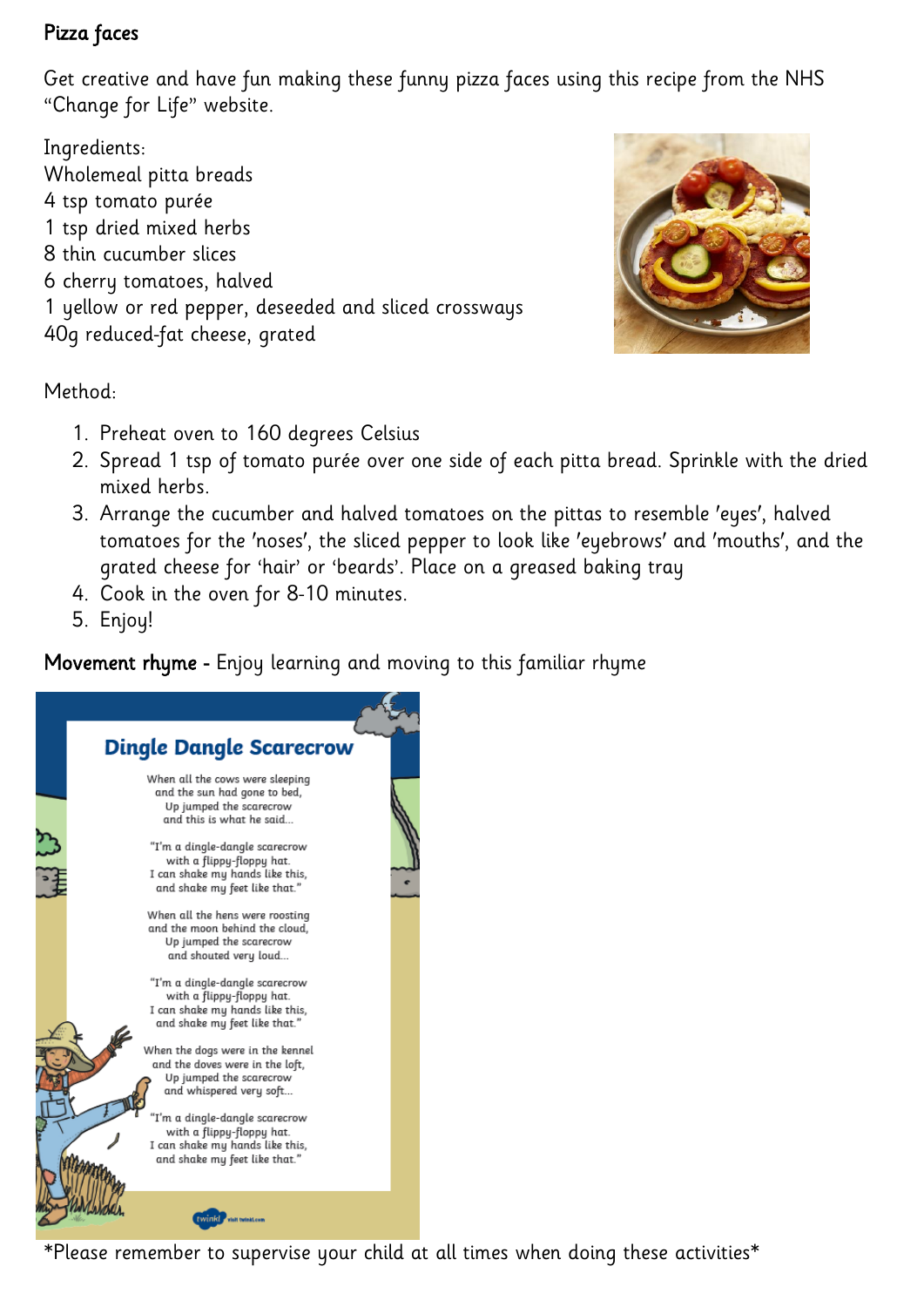**Pizza faces**

Get creative and have fun making these funny pizza faces using this recipe from the NHS "Change for Life" website.

Ingredients:
Wholemeal pitta breads
4 tsp tomato purée
1 tsp dried mixed herbs
8 thin cucumber slices
6 cherry tomatoes, halved
1 yellow or red pepper, deseeded and sliced crossways
40g reduced-fat cheese, grated

Method:

1. Preheat oven to 160 degrees Celsius
2. Spread 1 tsp of tomato purée over one side of each pitta bread. Sprinkle with the dried mixed herbs.
3. Arrange the cucumber and halved tomatoes on the pittas to resemble 'eyes', halved tomatoes for the 'noses', the sliced pepper to look like 'eyebrows' and 'mouths', and the grated cheese for 'hair' or 'beards'. Place on a greased baking tray
4. Cook in the oven for 8-10 minutes.
5. Enjoy!

**Movement rhyme** - Enjoy learning and moving to this familiar rhyme

## Dingle Dangle Scarecrow

When all the cows were sleeping
and the sun had gone to bed,
Up jumped the scarecrow
and this is what he said…

"I'm a dingle-dangle scarecrow
with a flippy-floppy hat.
I can shake my hands like this,
and shake my feet like that."

When all the hens were roosting
and the moon behind the cloud,
Up jumped the scarecrow
and shouted very loud…

"I'm a dingle-dangle scarecrow
with a flippy-floppy hat.
I can shake my hands like this,
and shake my feet like that."

When the dogs were in the kennel
and the doves were in the loft,
Up jumped the scarecrow
and whispered very soft…

"I'm a dingle-dangle scarecrow
with a flippy-floppy hat.
I can shake my hands like this,
and shake my feet like that."

*Please remember to supervise your child at all times when doing these activities*